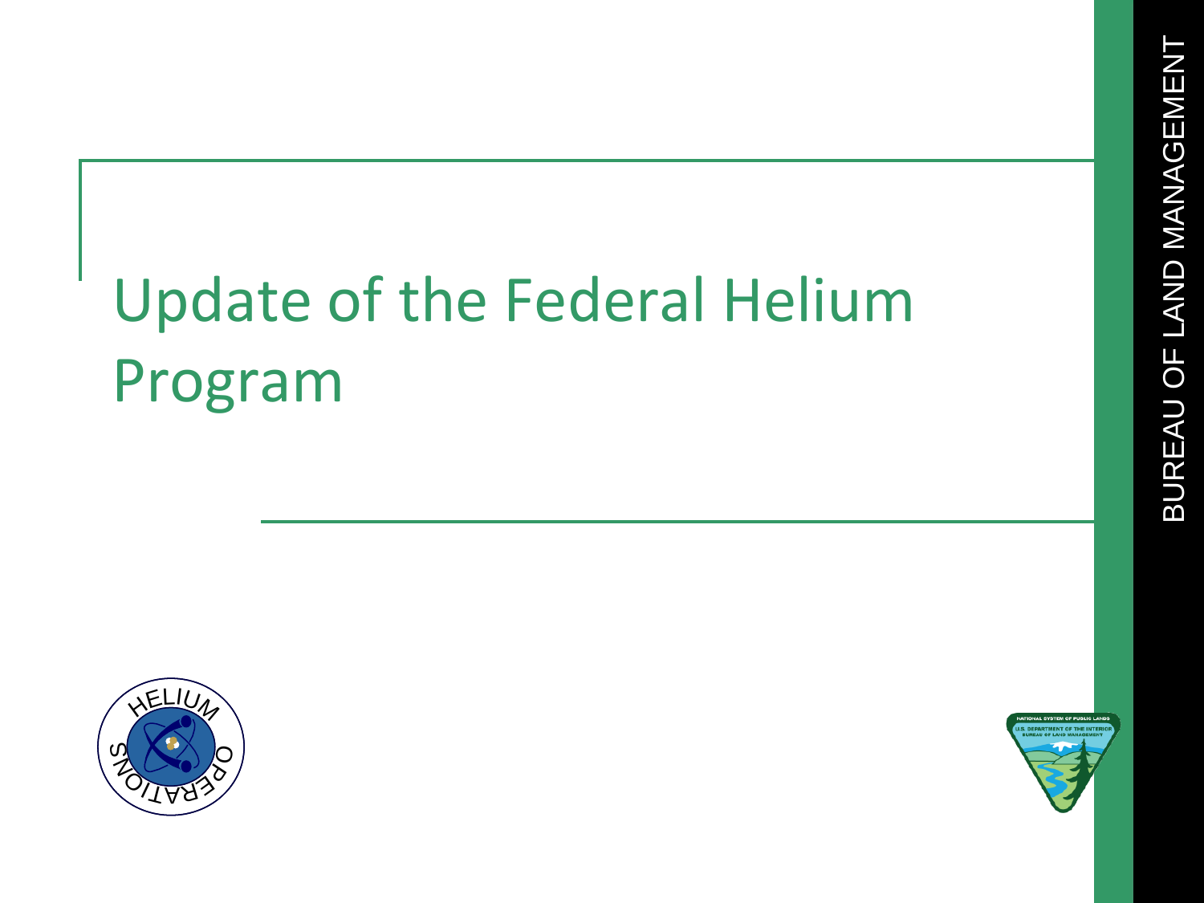# Update of the Federal Helium Program

BUREAU OF LAND MANAGEMENT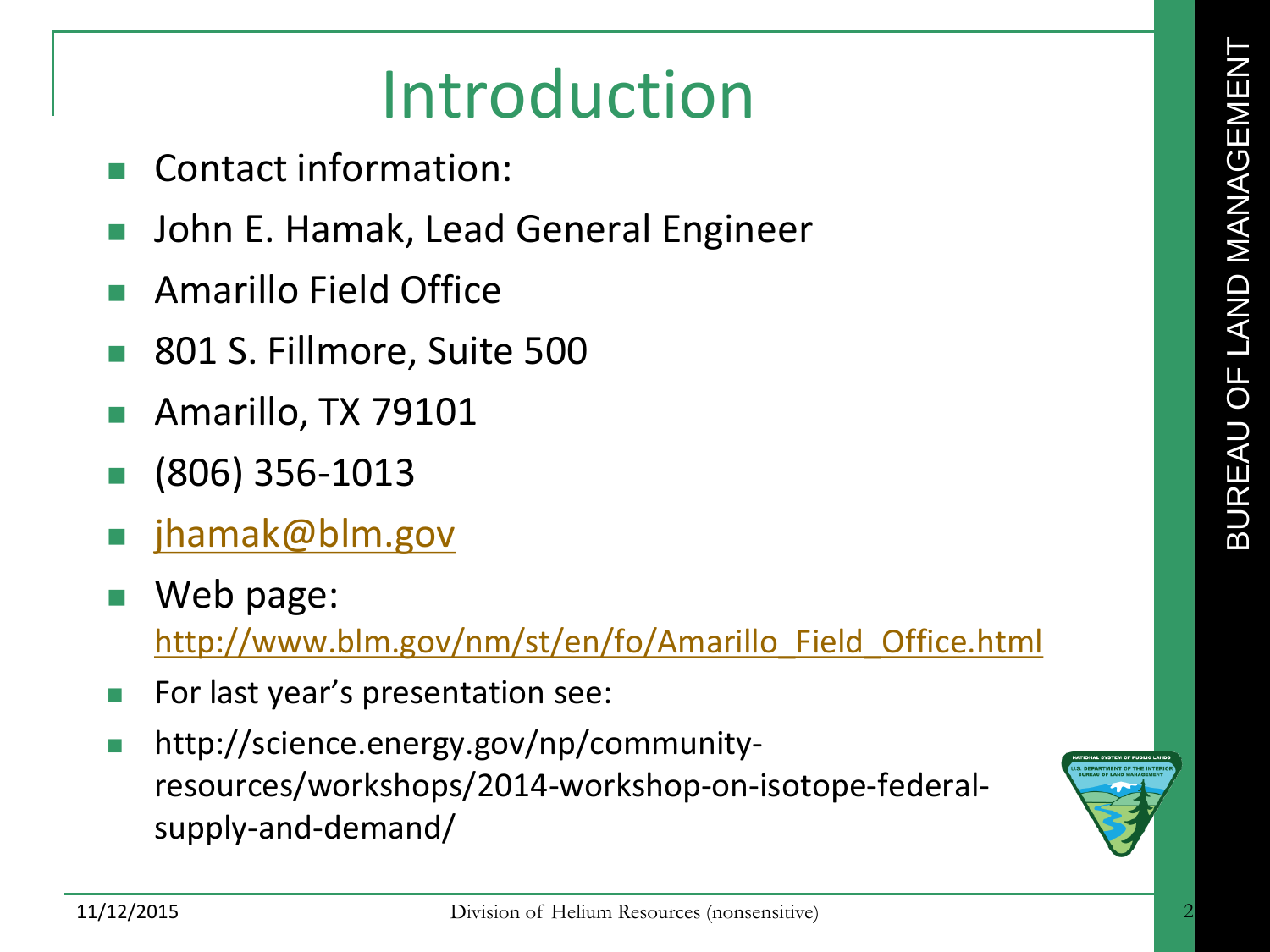# Introduction

- Contact information:
- John E. Hamak, Lead General Engineer
- Amarillo Field Office
- 801 S. Fillmore, Suite 500
- Amarillo, TX 79101
- (806) 356-1013
- jhamak@blm.gov
- Web page: http://www.blm.gov/nm/st/en/fo/Amarillo_Field_Office.html
- For last year's presentation see:
- http://science.energy.gov/np/community-resources/workshops/2014-workshop-on-isotope-federal-supply-and-demand/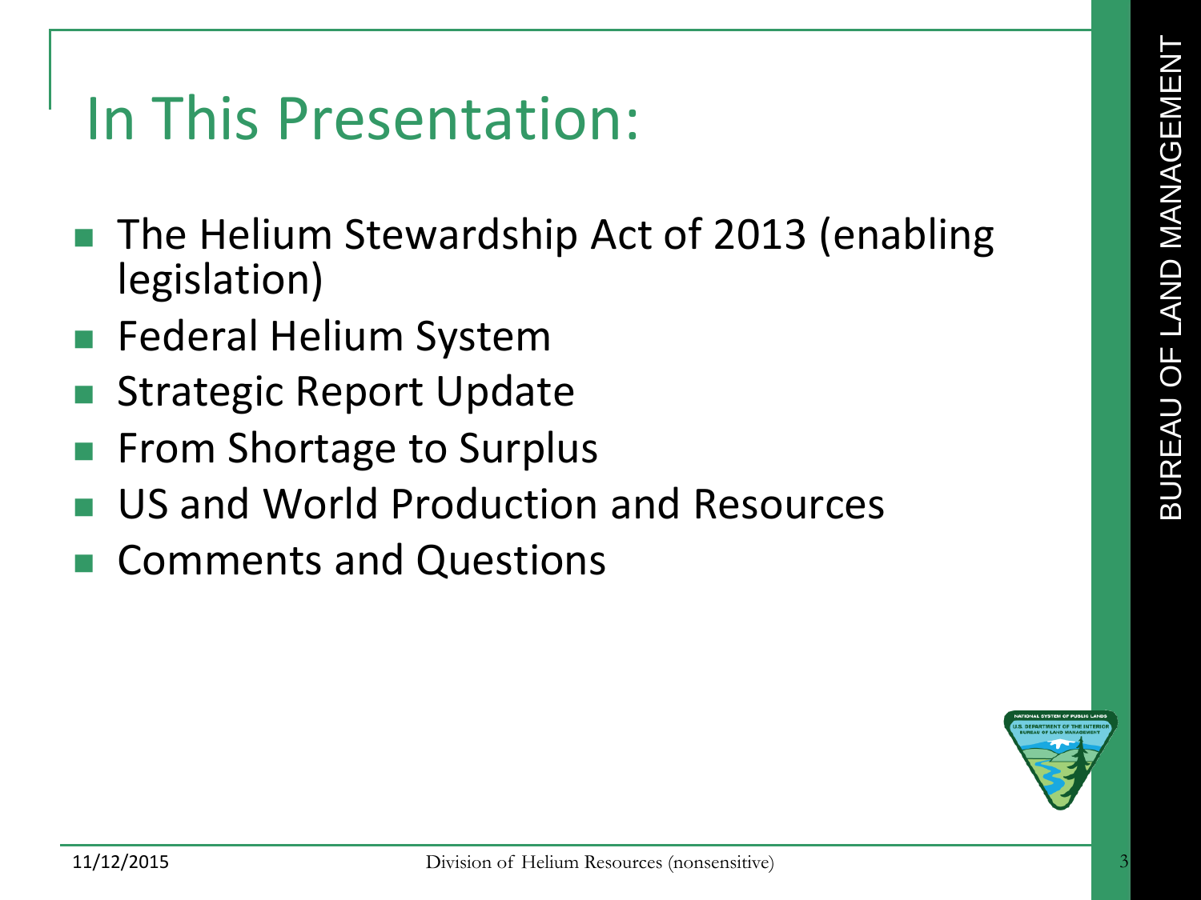# In This Presentation:

- The Helium Stewardship Act of 2013 (enabling legislation)
- Federal Helium System
- Strategic Report Update
- From Shortage to Surplus
- US and World Production and Resources
- Comments and Questions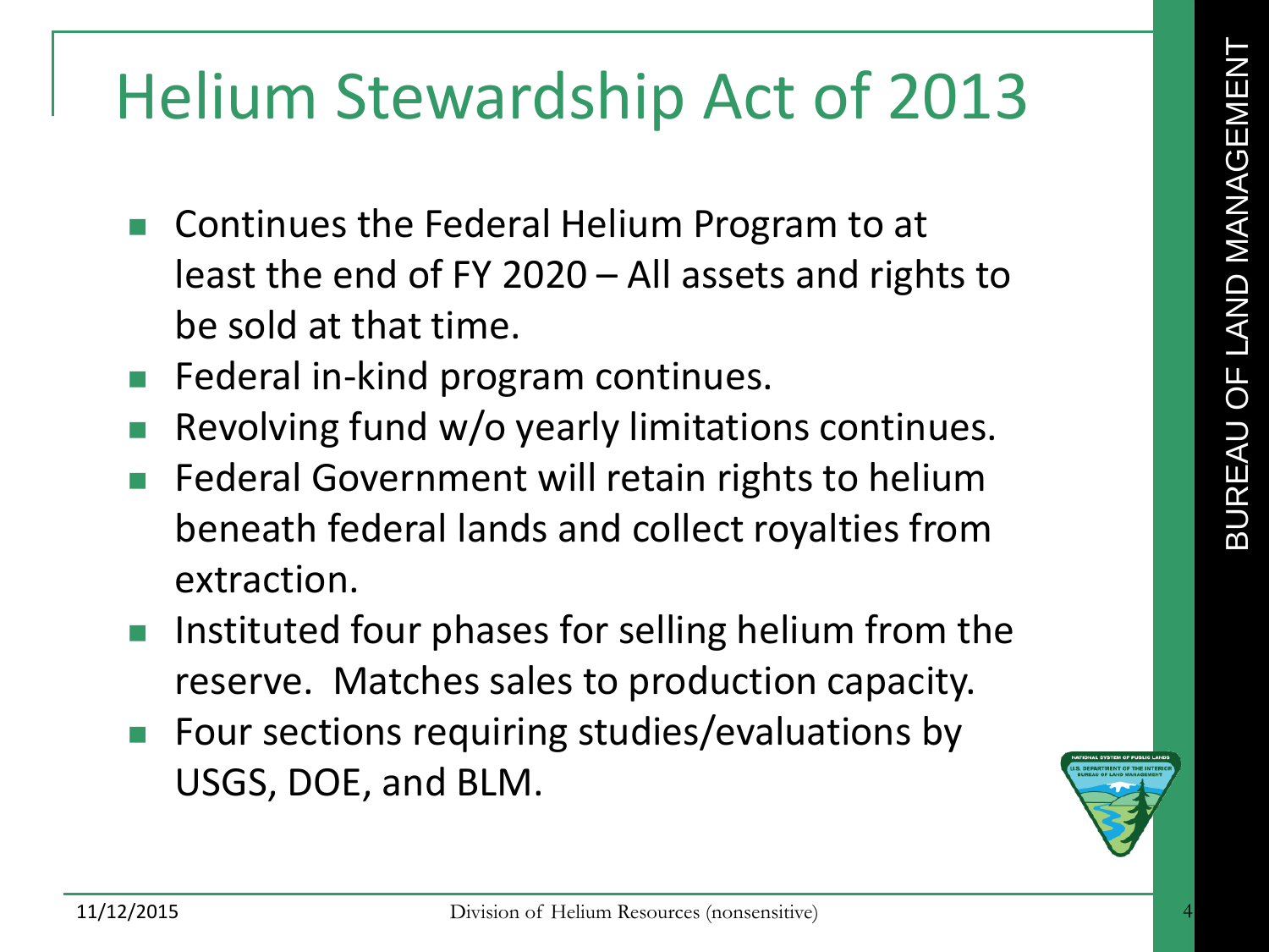# Helium Stewardship Act of 2013

- Continues the Federal Helium Program to at least the end of FY 2020 – All assets and rights to be sold at that time.
- Federal in-kind program continues.
- Revolving fund w/o yearly limitations continues.
- Federal Government will retain rights to helium beneath federal lands and collect royalties from extraction.
- Instituted four phases for selling helium from the reserve. Matches sales to production capacity.
- Four sections requiring studies/evaluations by USGS, DOE, and BLM.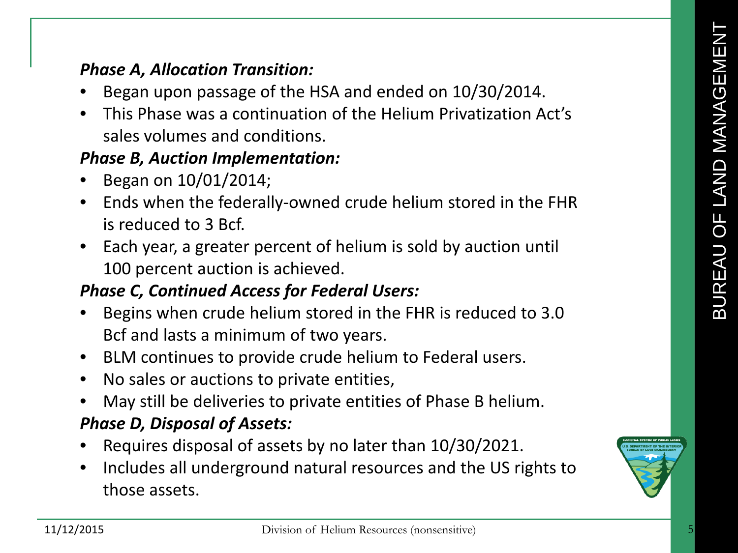***Phase A, Allocation Transition:***

- Began upon passage of the HSA and ended on 10/30/2014.
- This Phase was a continuation of the Helium Privatization Act's sales volumes and conditions.

***Phase B, Auction Implementation:***

- Began on 10/01/2014;
- Ends when the federally-owned crude helium stored in the FHR is reduced to 3 Bcf.
- Each year, a greater percent of helium is sold by auction until 100 percent auction is achieved.

***Phase C, Continued Access for Federal Users:***

- Begins when crude helium stored in the FHR is reduced to 3.0 Bcf and lasts a minimum of two years.
- BLM continues to provide crude helium to Federal users.
- No sales or auctions to private entities,
- May still be deliveries to private entities of Phase B helium.

***Phase D, Disposal of Assets:***

- Requires disposal of assets by no later than 10/30/2021.
- Includes all underground natural resources and the US rights to those assets.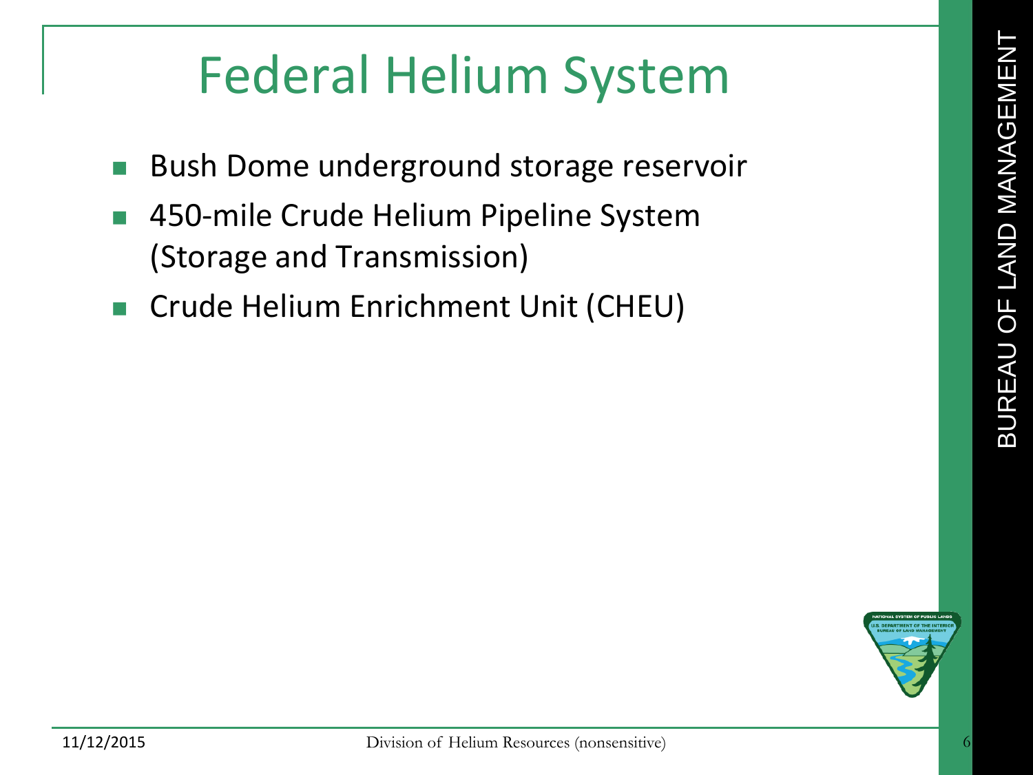# Federal Helium System

- Bush Dome underground storage reservoir
- 450-mile Crude Helium Pipeline System (Storage and Transmission)
- Crude Helium Enrichment Unit (CHEU)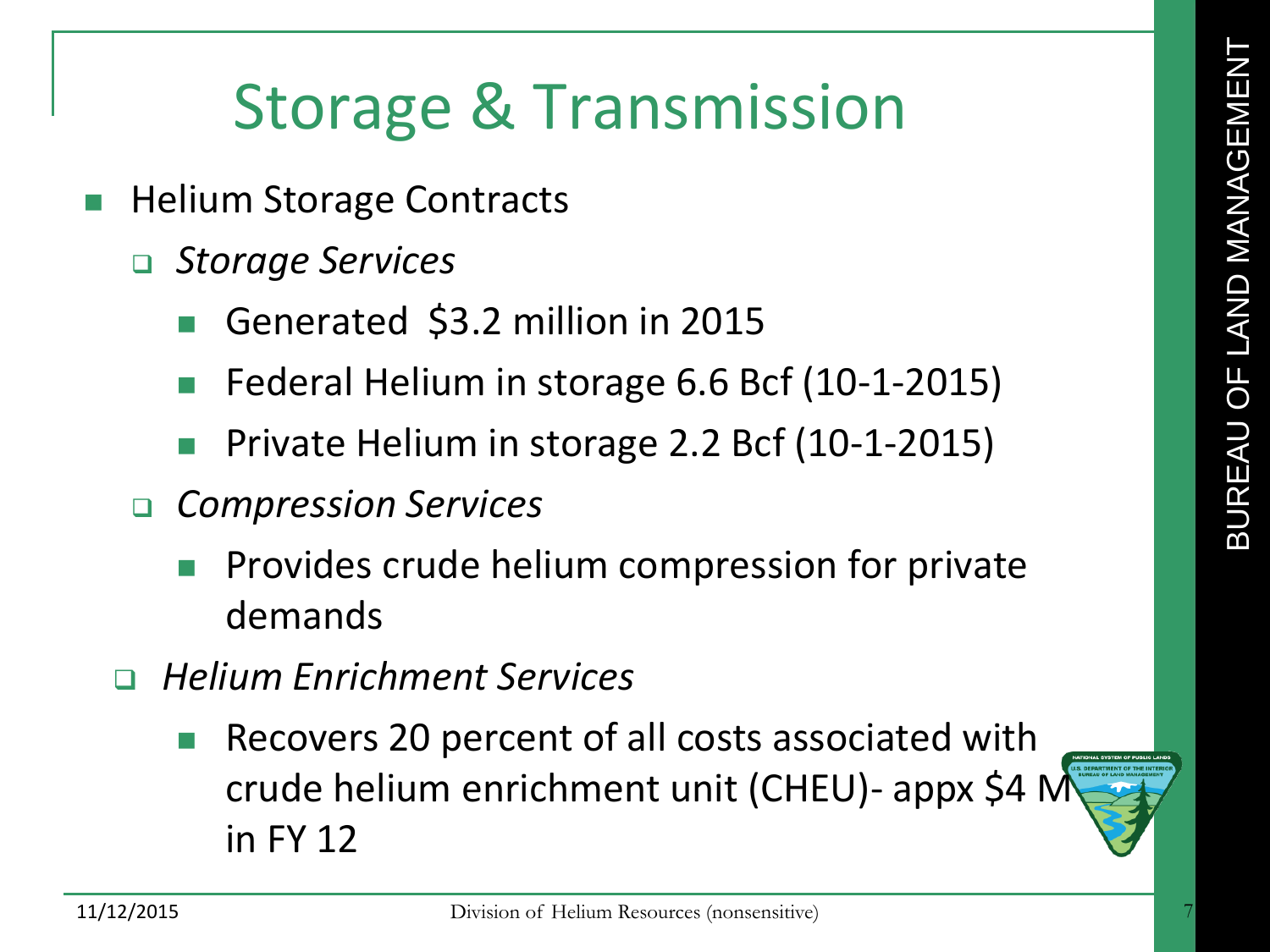# Storage & Transmission

- Helium Storage Contracts
  - *Storage Services*
    - Generated $3.2 million in 2015
    - Federal Helium in storage 6.6 Bcf (10-1-2015)
    - Private Helium in storage 2.2 Bcf (10-1-2015)
  - *Compression Services*
    - Provides crude helium compression for private demands
  - *Helium Enrichment Services*
    - Recovers 20 percent of all costs associated with crude helium enrichment unit (CHEU)- appx $4 M in FY 12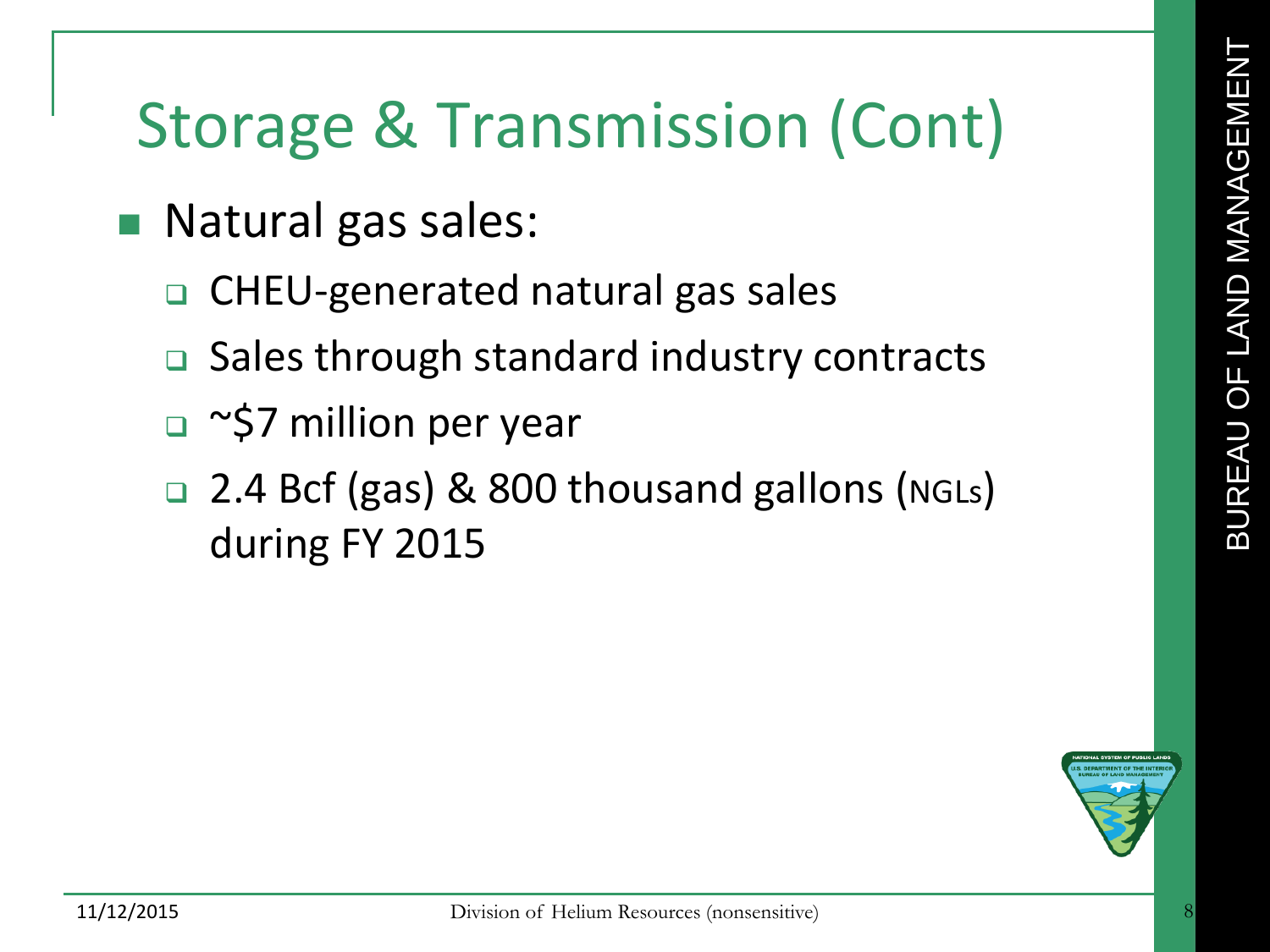# Storage & Transmission (Cont)

- Natural gas sales:
  - CHEU-generated natural gas sales
  - Sales through standard industry contracts
  - ~$7 million per year
  - 2.4 Bcf (gas) & 800 thousand gallons (NGLs) during FY 2015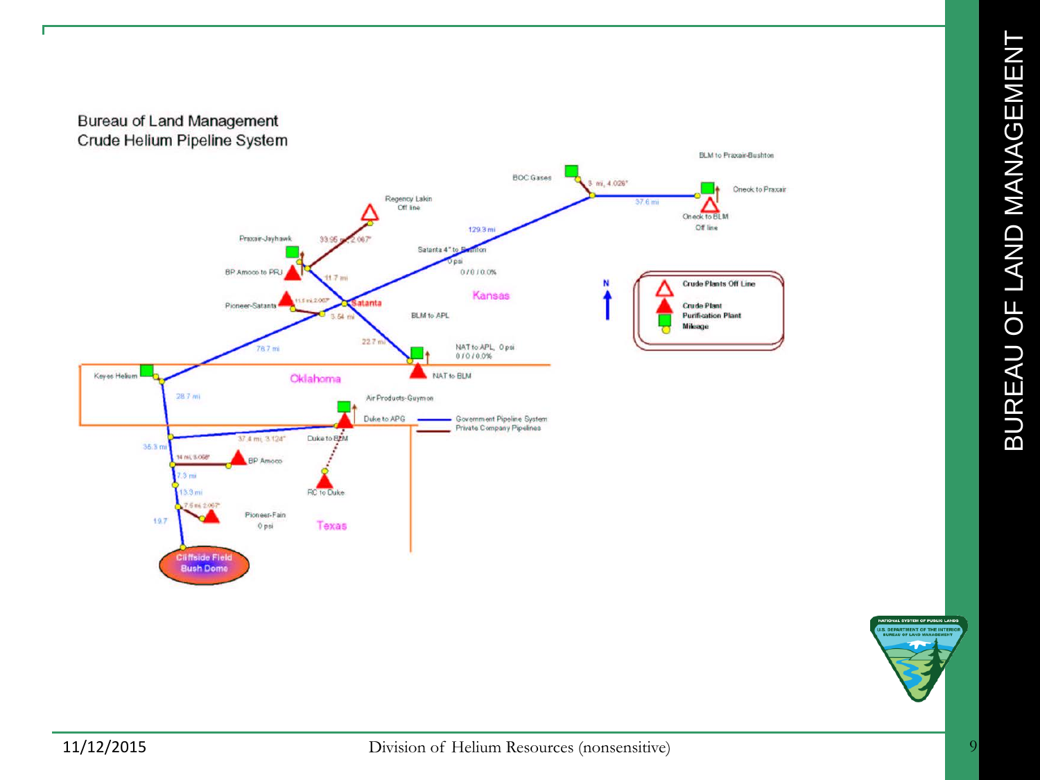# Bureau of Land Management Crude Helium Pipeline System

BLM to Praxair-Bushton

BOC Gases

3 mi, 4.026"

Oneok to Praxair

37.6 mi

Oneok to BLM
Off line

Regency Lakin
Off line

129.3 mi

Praxair-Jayhawk

33.95 mi, 2.067"

Satanta 4" to Bushton
0 psi

0 / 0 / 0.0%

BP Amoco to PRJ

11.7 mi

Kansas

Pioneer-Satanta

11.5 mi 2.067"

Satanta

3.54 mi

BLM to APL

22.7 mi

78.7 mi

NAT to APL, 0 psi
0 / 0 / 0.0%

Keyes Helium

NAT to BLM

Oklahoma

28.7 mi

Air Products-Guymon

Duke to APG

37.4 mi, 3.124"

Duke to BLM

35.3 mi

14 mi, 3.068"

BP Amoco

7.3 mi

RC to Duke

13.3 mi

7.5 mi 2.067"

Pioneer-Fain
0 psi

19.7

Texas

Cliffside Field
Bush Dome

- Crude Plants Off Line
- Crude Plant
- Purification Plant
- Mileage

- Government Pipeline System
- Private Company Pipelines

N

11/12/2015

Division of Helium Resources (nonsensitive)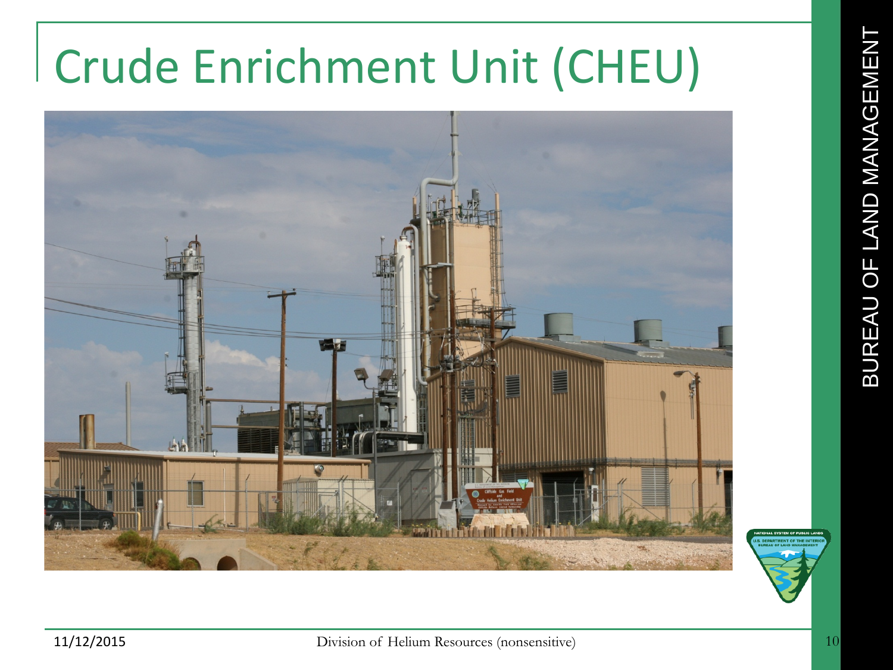# Crude Enrichment Unit (CHEU)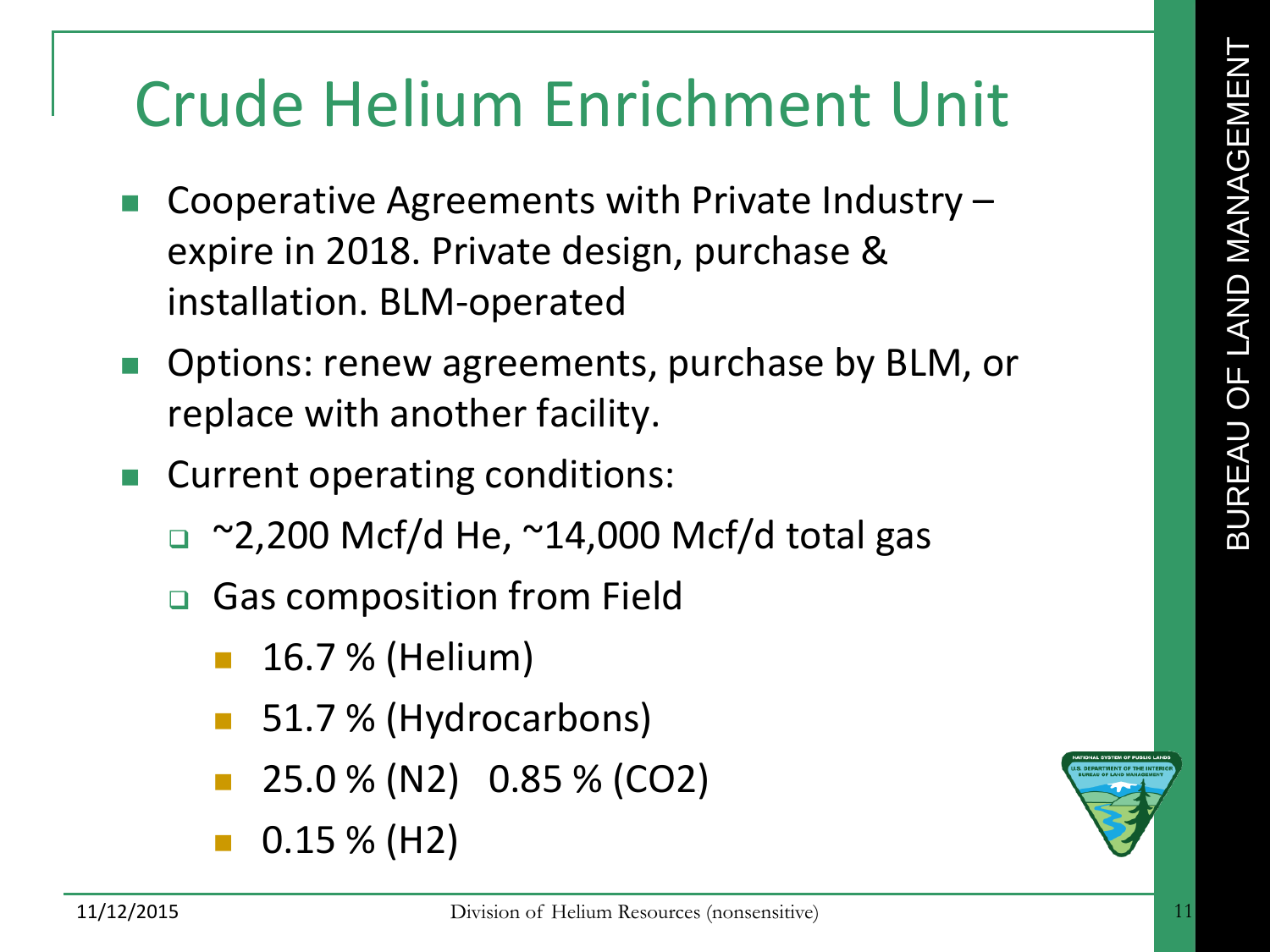# Crude Helium Enrichment Unit

- Cooperative Agreements with Private Industry – expire in 2018. Private design, purchase & installation. BLM-operated
- Options: renew agreements, purchase by BLM, or replace with another facility.
- Current operating conditions:
  - ~2,200 Mcf/d He, ~14,000 Mcf/d total gas
  - Gas composition from Field
    - 16.7 % (Helium)
    - 51.7 % (Hydrocarbons)
    - 25.0 % ($N_2$) 0.85 % ($CO_2$)
    - 0.15 % ($H_2$)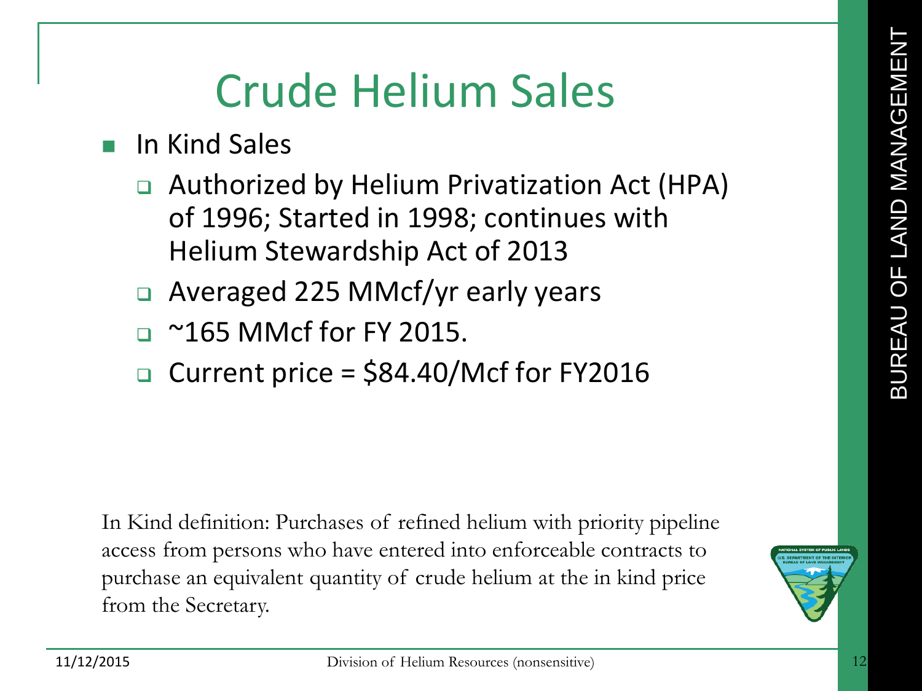# Crude Helium Sales

- In Kind Sales
  - Authorized by Helium Privatization Act (HPA) of 1996; Started in 1998; continues with Helium Stewardship Act of 2013
  - Averaged 225 MMcf/yr early years
  - ~165 MMcf for FY 2015.
  - Current price = $84.40/Mcf for FY2016

In Kind definition: Purchases of refined helium with priority pipeline access from persons who have entered into enforceable contracts to purchase an equivalent quantity of crude helium at the in kind price from the Secretary.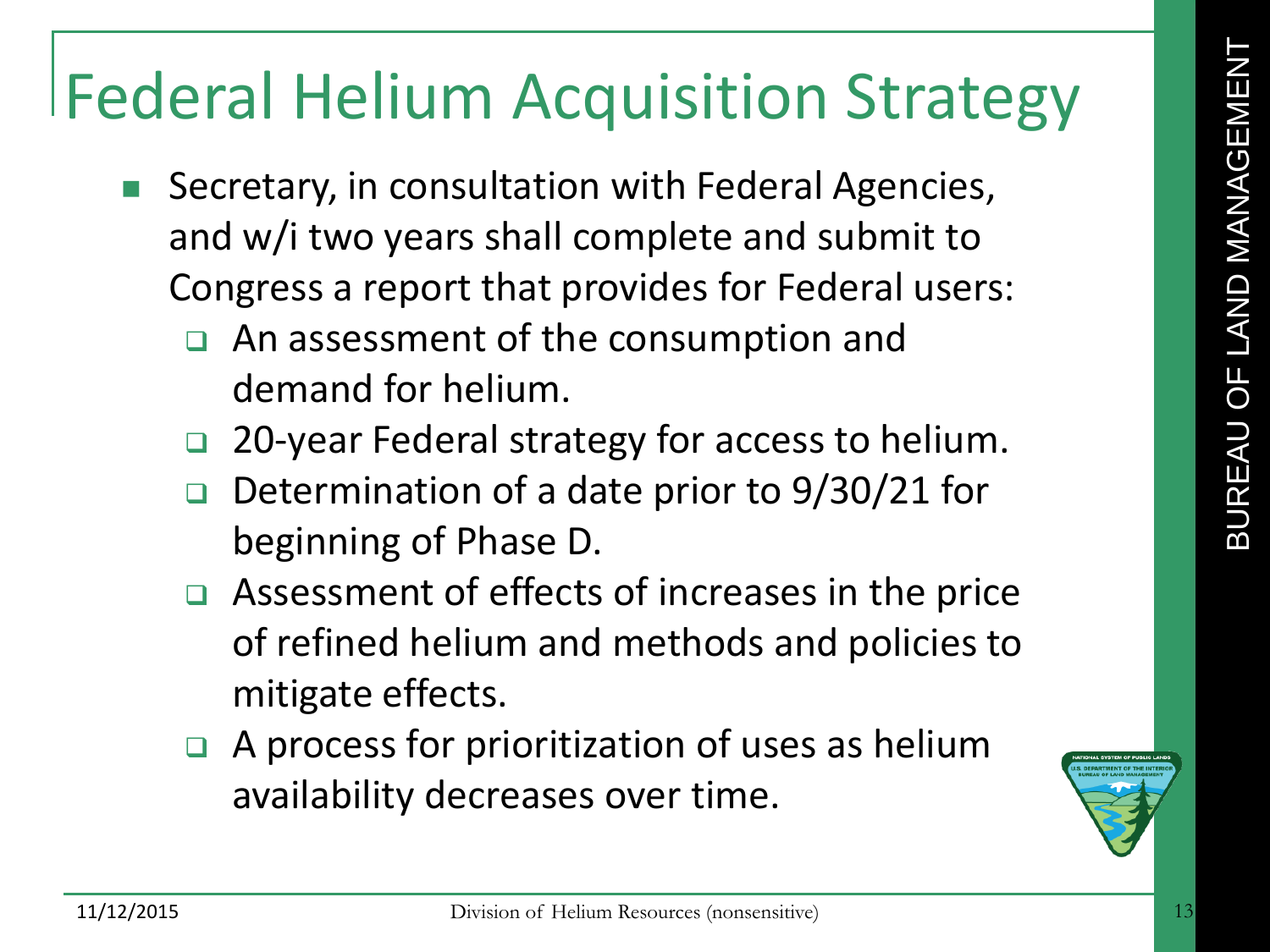# Federal Helium Acquisition Strategy

- Secretary, in consultation with Federal Agencies, and w/i two years shall complete and submit to Congress a report that provides for Federal users:
  - An assessment of the consumption and demand for helium.
  - 20-year Federal strategy for access to helium.
  - Determination of a date prior to 9/30/21 for beginning of Phase D.
  - Assessment of effects of increases in the price of refined helium and methods and policies to mitigate effects.
  - A process for prioritization of uses as helium availability decreases over time.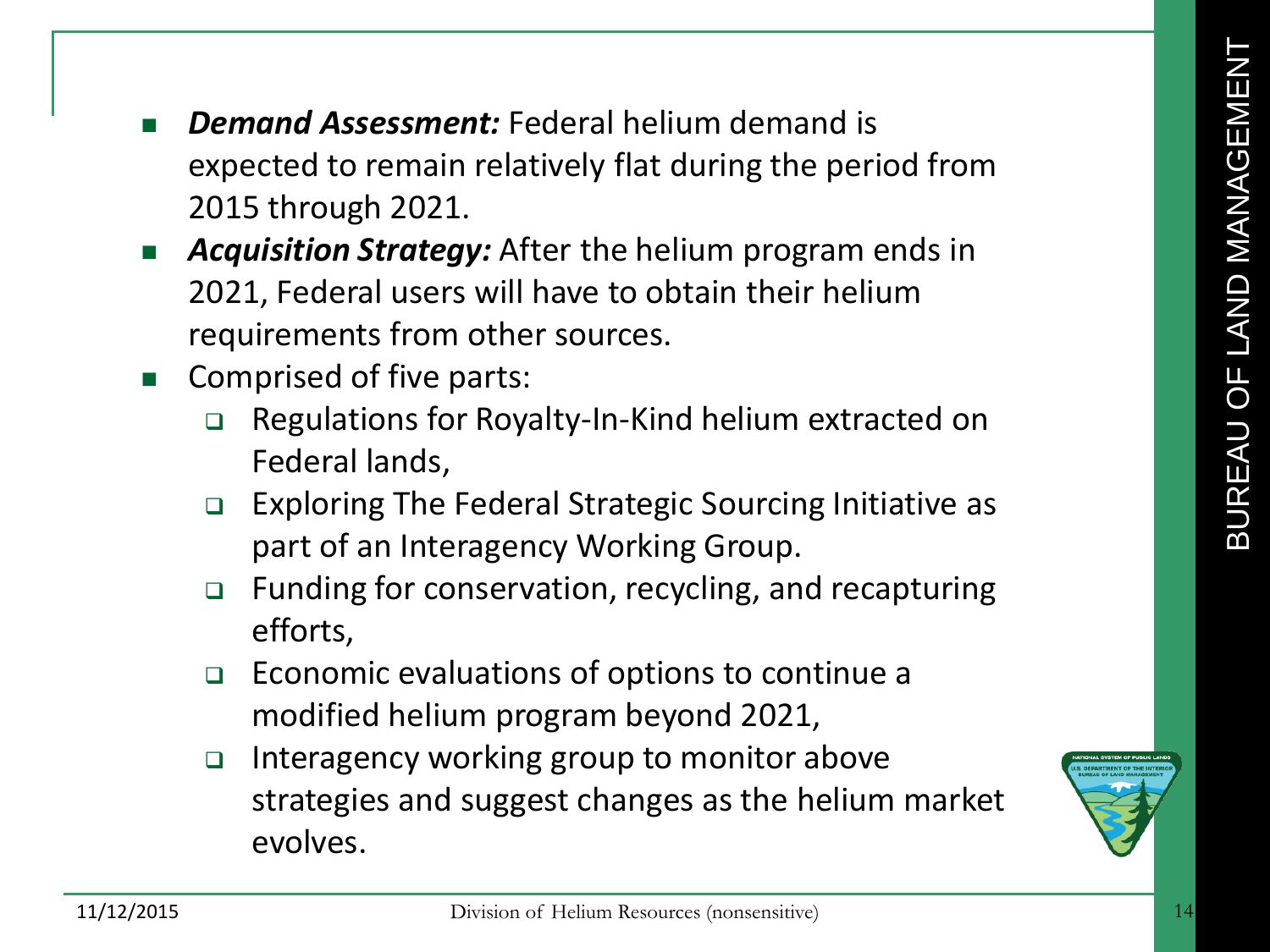- ***Demand Assessment:*** Federal helium demand is expected to remain relatively flat during the period from 2015 through 2021.
- ***Acquisition Strategy:*** After the helium program ends in 2021, Federal users will have to obtain their helium requirements from other sources.
- Comprised of five parts:
  - Regulations for Royalty-In-Kind helium extracted on Federal lands,
  - Exploring The Federal Strategic Sourcing Initiative as part of an Interagency Working Group.
  - Funding for conservation, recycling, and recapturing efforts,
  - Economic evaluations of options to continue a modified helium program beyond 2021,
  - Interagency working group to monitor above strategies and suggest changes as the helium market evolves.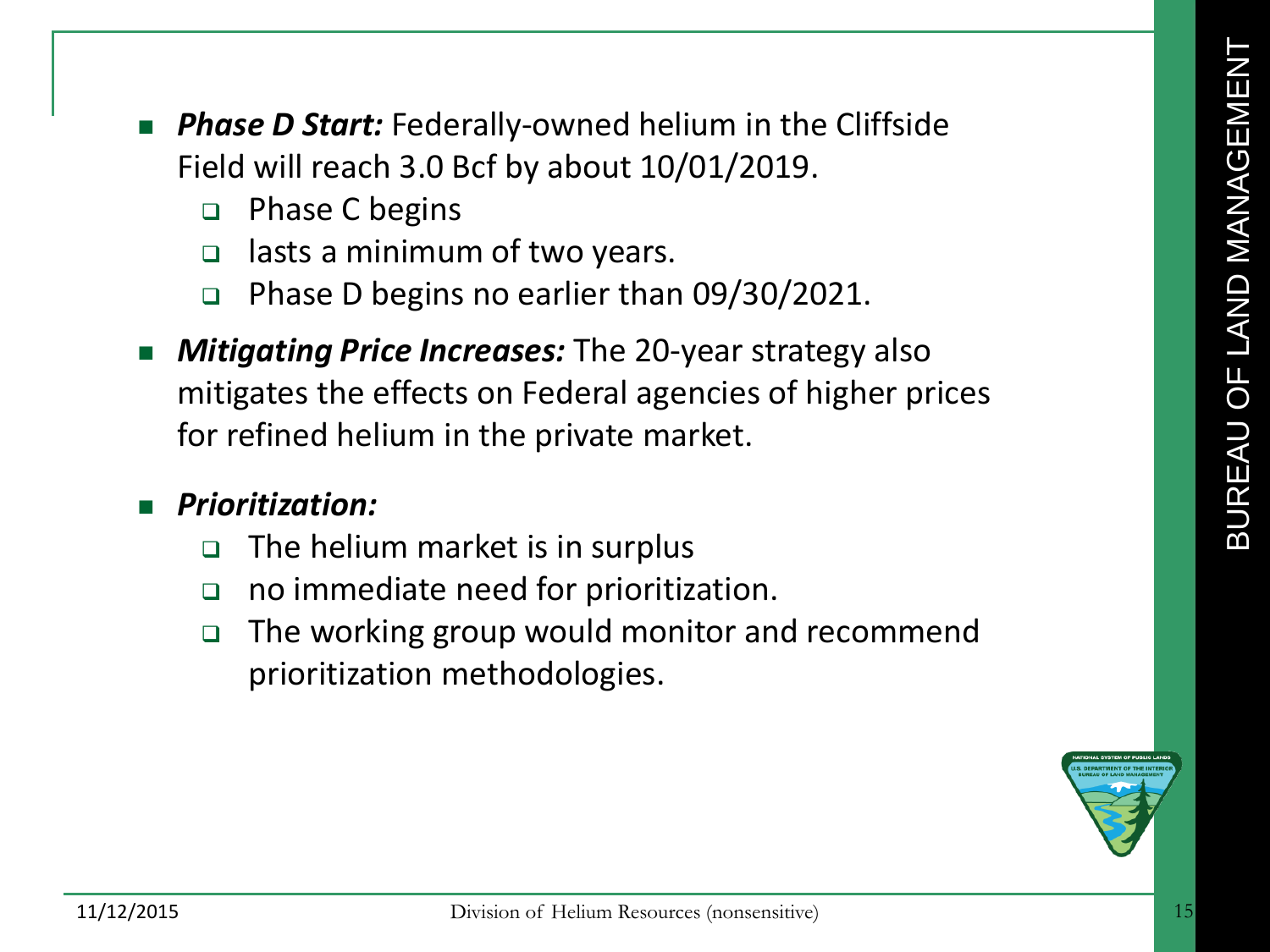- ***Phase D Start:*** Federally-owned helium in the Cliffside Field will reach 3.0 Bcf by about 10/01/2019.
  - Phase C begins
  - lasts a minimum of two years.
  - Phase D begins no earlier than 09/30/2021.
- ***Mitigating Price Increases:*** The 20-year strategy also mitigates the effects on Federal agencies of higher prices for refined helium in the private market.
- ***Prioritization:***
  - The helium market is in surplus
  - no immediate need for prioritization.
  - The working group would monitor and recommend prioritization methodologies.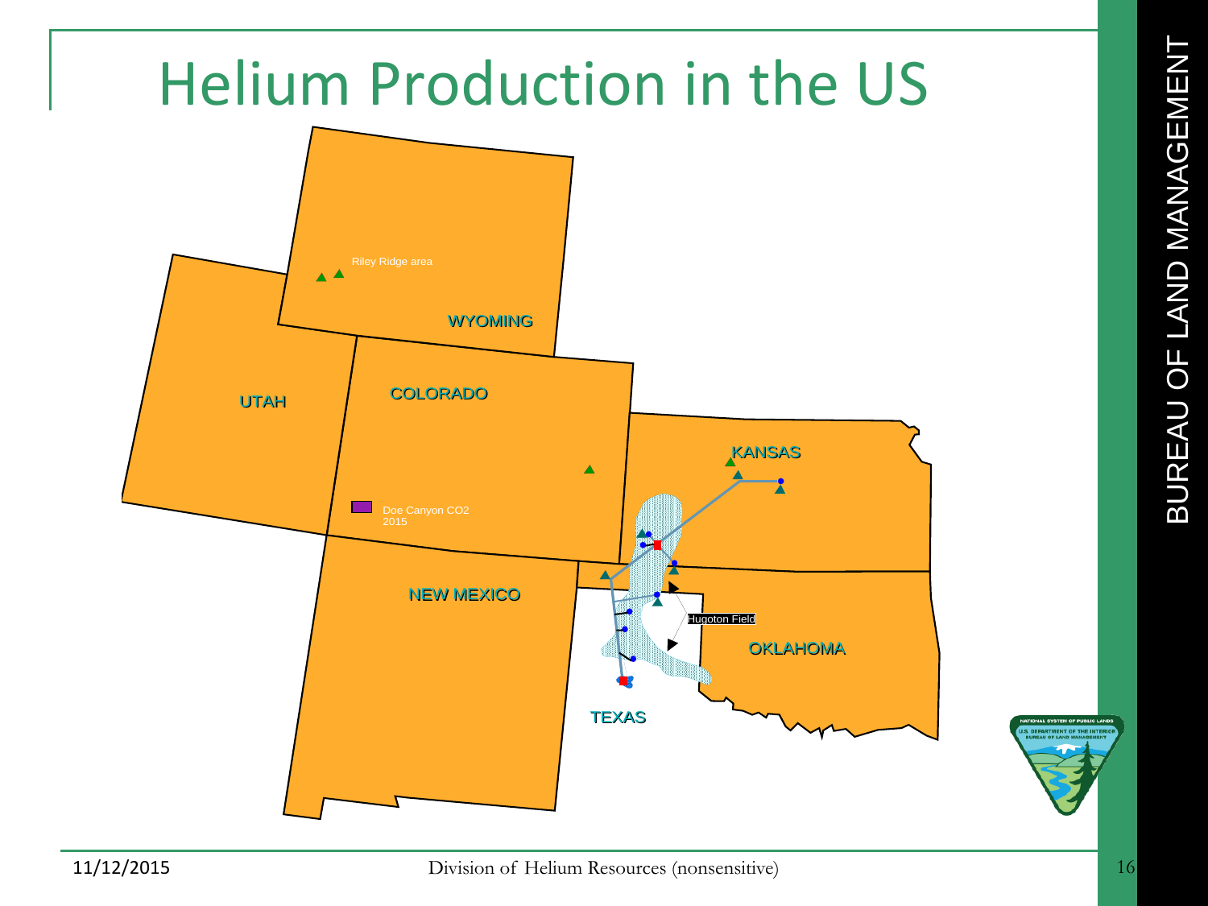# Helium Production in the US

Riley Ridge area

WYOMING

UTAH

COLORADO

KANSAS

Doe Canyon CO2 2015

NEW MEXICO

Hugoton Field

OKLAHOMA

TEXAS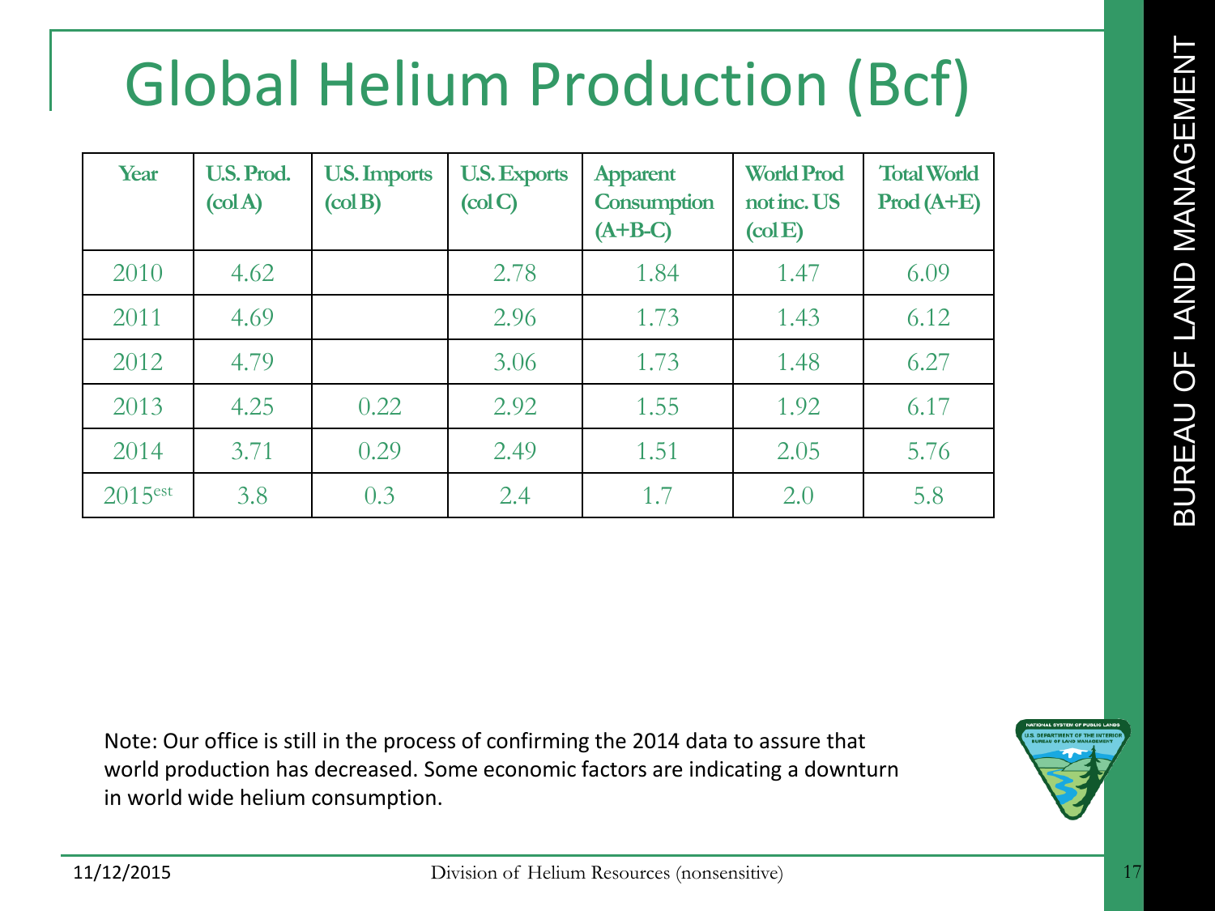# Global Helium Production (Bcf)

| Year | U.S. Prod. (col A) | U.S. Imports (col B) | U.S. Exports (col C) | Apparent Consumption (A+B-C) | World Prod not inc. US (col E) | Total World Prod (A+E) |
|---|---|---|---|---|---|---|
| 2010 | 4.62 | | 2.78 | 1.84 | 1.47 | 6.09 |
| 2011 | 4.69 | | 2.96 | 1.73 | 1.43 | 6.12 |
| 2012 | 4.79 | | 3.06 | 1.73 | 1.48 | 6.27 |
| 2013 | 4.25 | 0.22 | 2.92 | 1.55 | 1.92 | 6.17 |
| 2014 | 3.71 | 0.29 | 2.49 | 1.51 | 2.05 | 5.76 |
| 2015[est] | 3.8 | 0.3 | 2.4 | 1.7 | 2.0 | 5.8 |

Note: Our office is still in the process of confirming the 2014 data to assure that world production has decreased. Some economic factors are indicating a downturn in world wide helium consumption.

11/12/2015 Division of Helium Resources (nonsensitive)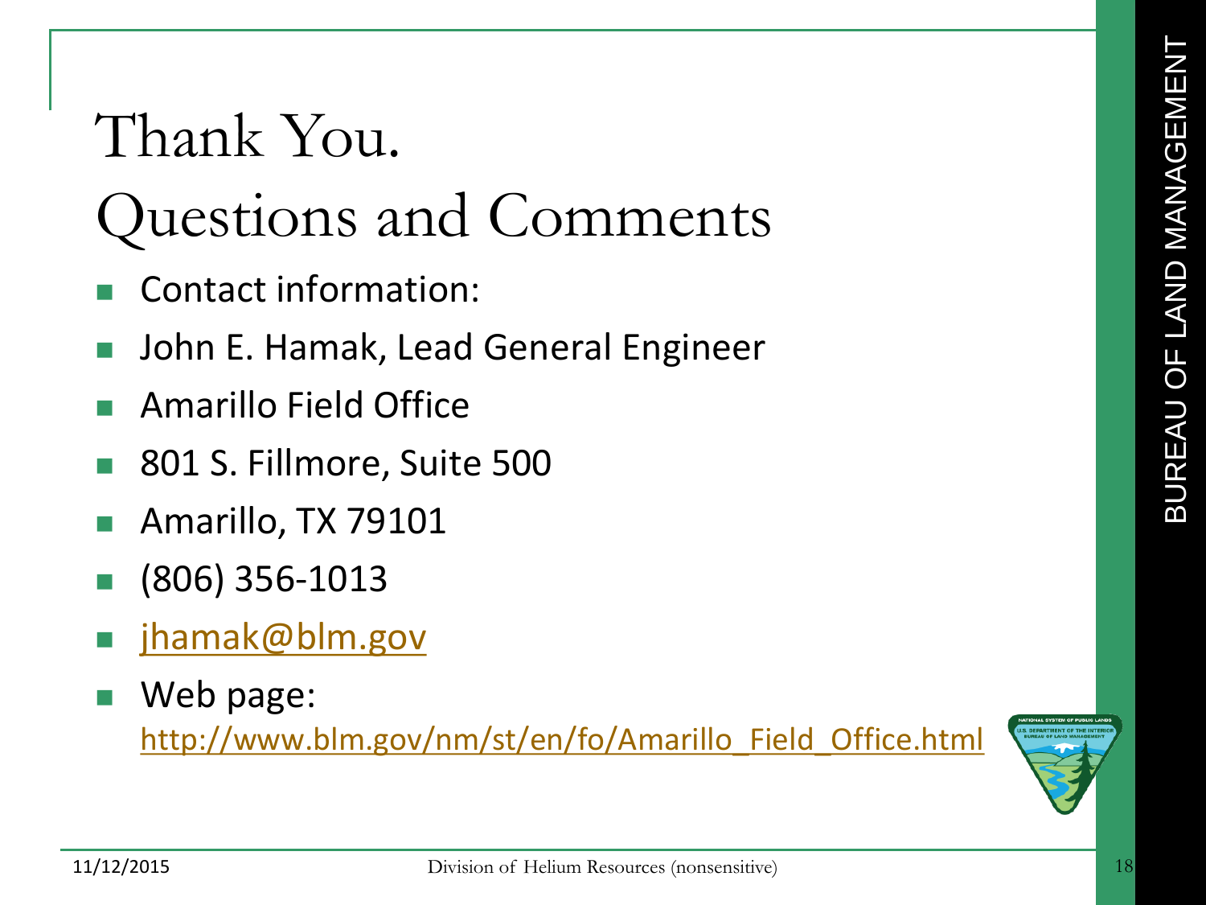# Thank You.
# Questions and Comments

- Contact information:
- John E. Hamak, Lead General Engineer
- Amarillo Field Office
- 801 S. Fillmore, Suite 500
- Amarillo, TX 79101
- (806) 356-1013
- jhamak@blm.gov
- Web page: http://www.blm.gov/nm/st/en/fo/Amarillo_Field_Office.html